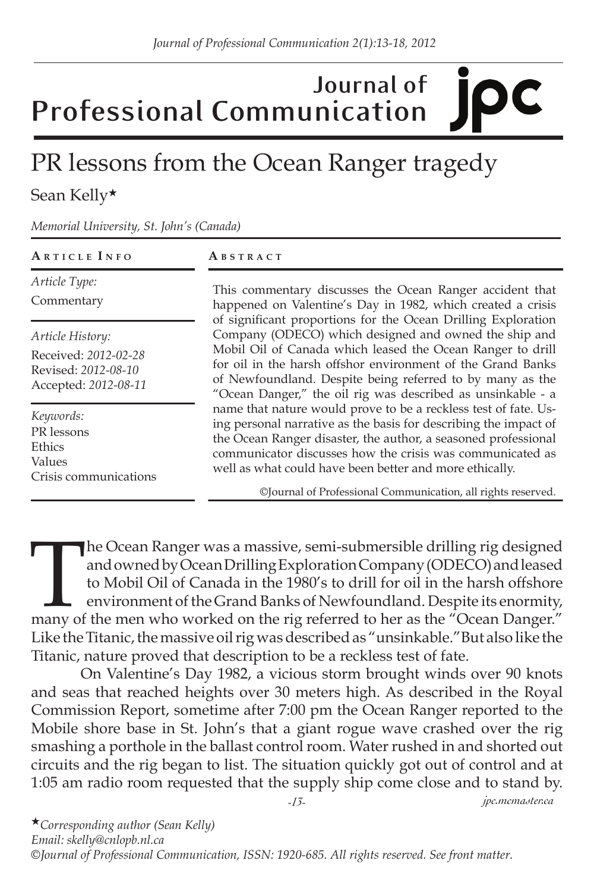# Journal of Professional Communication

# PR lessons from the Ocean Ranger tragedy

Sean Kelly★

*Memorial University, St. John's (Canada)*

**Article Info**

*Article Type:*
Commentary

*Article History:*
Received: *2012-02-28*
Revised: *2012-08-10*
Accepted: *2012-08-11*

*Keywords:*
PR lessons
Ethics
Values
Crisis communications

**Abstract**

This commentary discusses the Ocean Ranger accident that happened on Valentine's Day in 1982, which created a crisis of significant proportions for the Ocean Drilling Exploration Company (ODECO) which designed and owned the ship and Mobil Oil of Canada which leased the Ocean Ranger to drill for oil in the harsh offshor environment of the Grand Banks of Newfoundland. Despite being referred to by many as the "Ocean Danger," the oil rig was described as unsinkable - a name that nature would prove to be a reckless test of fate. Using personal narrative as the basis for describing the impact of the Ocean Ranger disaster, the author, a seasoned professional communicator discusses how the crisis was communicated as well as what could have been better and more ethically.

©Journal of Professional Communication, all rights reserved.

The Ocean Ranger was a massive, semi-submersible drilling rig designed and owned by Ocean Drilling Exploration Company (ODECO) and leased to Mobil Oil of Canada in the 1980's to drill for oil in the harsh offshore environment of the Grand Banks of Newfoundland. Despite its enormity, many of the men who worked on the rig referred to her as the "Ocean Danger." Like the Titanic, the massive oil rig was described as "unsinkable." But also like the Titanic, nature proved that description to be a reckless test of fate.

On Valentine's Day 1982, a vicious storm brought winds over 90 knots and seas that reached heights over 30 meters high. As described in the Royal Commission Report, sometime after 7:00 pm the Ocean Ranger reported to the Mobile shore base in St. John's that a giant rogue wave crashed over the rig smashing a porthole in the ballast control room. Water rushed in and shorted out circuits and the rig began to list. The situation quickly got out of control and at 1:05 am radio room requested that the supply ship come close and to stand by.

★*Corresponding author (Sean Kelly)*
*Email: skelly@cnlopb.nl.ca*
*©Journal of Professional Communication, ISSN: 1920-685. All rights reserved. See front matter.*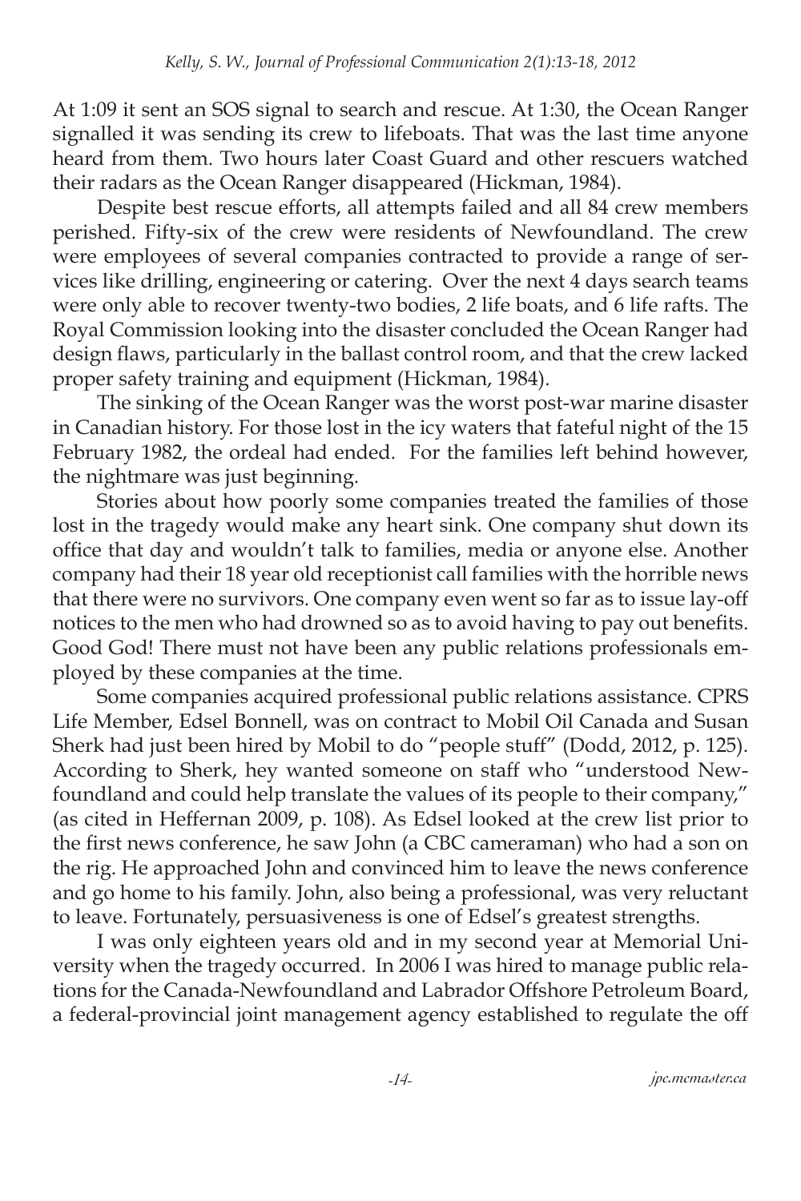At 1:09 it sent an SOS signal to search and rescue. At 1:30, the Ocean Ranger signalled it was sending its crew to lifeboats. That was the last time anyone heard from them. Two hours later Coast Guard and other rescuers watched their radars as the Ocean Ranger disappeared (Hickman, 1984).

Despite best rescue efforts, all attempts failed and all 84 crew members perished. Fifty-six of the crew were residents of Newfoundland. The crew were employees of several companies contracted to provide a range of services like drilling, engineering or catering. Over the next 4 days search teams were only able to recover twenty-two bodies, 2 life boats, and 6 life rafts. The Royal Commission looking into the disaster concluded the Ocean Ranger had design flaws, particularly in the ballast control room, and that the crew lacked proper safety training and equipment (Hickman, 1984).

The sinking of the Ocean Ranger was the worst post-war marine disaster in Canadian history. For those lost in the icy waters that fateful night of the 15 February 1982, the ordeal had ended. For the families left behind however, the nightmare was just beginning.

Stories about how poorly some companies treated the families of those lost in the tragedy would make any heart sink. One company shut down its office that day and wouldn't talk to families, media or anyone else. Another company had their 18 year old receptionist call families with the horrible news that there were no survivors. One company even went so far as to issue lay-off notices to the men who had drowned so as to avoid having to pay out benefits. Good God! There must not have been any public relations professionals employed by these companies at the time.

Some companies acquired professional public relations assistance. CPRS Life Member, Edsel Bonnell, was on contract to Mobil Oil Canada and Susan Sherk had just been hired by Mobil to do "people stuff" (Dodd, 2012, p. 125). According to Sherk, hey wanted someone on staff who "understood Newfoundland and could help translate the values of its people to their company," (as cited in Heffernan 2009, p. 108). As Edsel looked at the crew list prior to the first news conference, he saw John (a CBC cameraman) who had a son on the rig. He approached John and convinced him to leave the news conference and go home to his family. John, also being a professional, was very reluctant to leave. Fortunately, persuasiveness is one of Edsel's greatest strengths.

I was only eighteen years old and in my second year at Memorial University when the tragedy occurred. In 2006 I was hired to manage public relations for the Canada-Newfoundland and Labrador Offshore Petroleum Board, a federal-provincial joint management agency established to regulate the off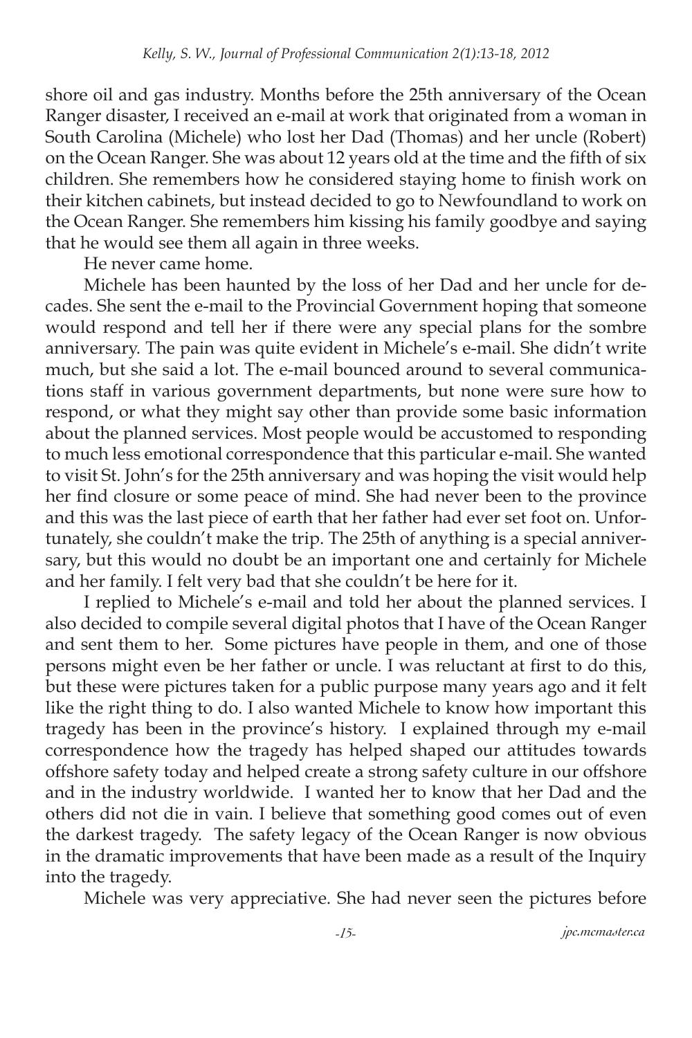shore oil and gas industry. Months before the 25th anniversary of the Ocean Ranger disaster, I received an e-mail at work that originated from a woman in South Carolina (Michele) who lost her Dad (Thomas) and her uncle (Robert) on the Ocean Ranger. She was about 12 years old at the time and the fifth of six children. She remembers how he considered staying home to finish work on their kitchen cabinets, but instead decided to go to Newfoundland to work on the Ocean Ranger. She remembers him kissing his family goodbye and saying that he would see them all again in three weeks.

He never came home.

Michele has been haunted by the loss of her Dad and her uncle for decades. She sent the e-mail to the Provincial Government hoping that someone would respond and tell her if there were any special plans for the sombre anniversary. The pain was quite evident in Michele's e-mail. She didn't write much, but she said a lot. The e-mail bounced around to several communications staff in various government departments, but none were sure how to respond, or what they might say other than provide some basic information about the planned services. Most people would be accustomed to responding to much less emotional correspondence that this particular e-mail. She wanted to visit St. John's for the 25th anniversary and was hoping the visit would help her find closure or some peace of mind. She had never been to the province and this was the last piece of earth that her father had ever set foot on. Unfortunately, she couldn't make the trip. The 25th of anything is a special anniversary, but this would no doubt be an important one and certainly for Michele and her family. I felt very bad that she couldn't be here for it.

I replied to Michele's e-mail and told her about the planned services. I also decided to compile several digital photos that I have of the Ocean Ranger and sent them to her. Some pictures have people in them, and one of those persons might even be her father or uncle. I was reluctant at first to do this, but these were pictures taken for a public purpose many years ago and it felt like the right thing to do. I also wanted Michele to know how important this tragedy has been in the province's history. I explained through my e-mail correspondence how the tragedy has helped shaped our attitudes towards offshore safety today and helped create a strong safety culture in our offshore and in the industry worldwide. I wanted her to know that her Dad and the others did not die in vain. I believe that something good comes out of even the darkest tragedy. The safety legacy of the Ocean Ranger is now obvious in the dramatic improvements that have been made as a result of the Inquiry into the tragedy.

Michele was very appreciative. She had never seen the pictures before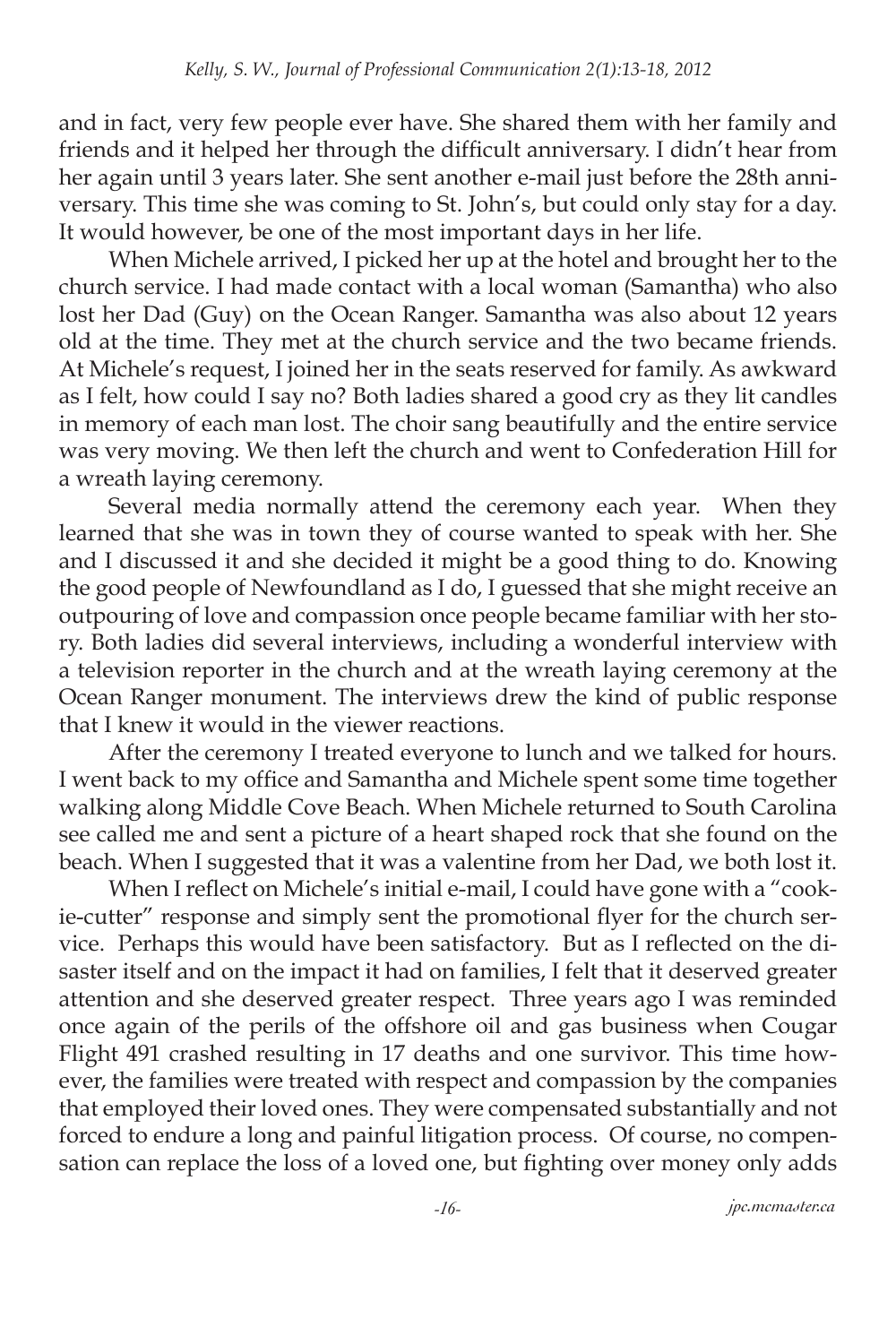and in fact, very few people ever have. She shared them with her family and friends and it helped her through the difficult anniversary. I didn't hear from her again until 3 years later. She sent another e-mail just before the 28th anniversary. This time she was coming to St. John's, but could only stay for a day. It would however, be one of the most important days in her life.

When Michele arrived, I picked her up at the hotel and brought her to the church service. I had made contact with a local woman (Samantha) who also lost her Dad (Guy) on the Ocean Ranger. Samantha was also about 12 years old at the time. They met at the church service and the two became friends. At Michele's request, I joined her in the seats reserved for family. As awkward as I felt, how could I say no? Both ladies shared a good cry as they lit candles in memory of each man lost. The choir sang beautifully and the entire service was very moving. We then left the church and went to Confederation Hill for a wreath laying ceremony.

Several media normally attend the ceremony each year. When they learned that she was in town they of course wanted to speak with her. She and I discussed it and she decided it might be a good thing to do. Knowing the good people of Newfoundland as I do, I guessed that she might receive an outpouring of love and compassion once people became familiar with her story. Both ladies did several interviews, including a wonderful interview with a television reporter in the church and at the wreath laying ceremony at the Ocean Ranger monument. The interviews drew the kind of public response that I knew it would in the viewer reactions.

After the ceremony I treated everyone to lunch and we talked for hours. I went back to my office and Samantha and Michele spent some time together walking along Middle Cove Beach. When Michele returned to South Carolina see called me and sent a picture of a heart shaped rock that she found on the beach. When I suggested that it was a valentine from her Dad, we both lost it.

When I reflect on Michele's initial e-mail, I could have gone with a "cookie-cutter" response and simply sent the promotional flyer for the church service. Perhaps this would have been satisfactory. But as I reflected on the disaster itself and on the impact it had on families, I felt that it deserved greater attention and she deserved greater respect. Three years ago I was reminded once again of the perils of the offshore oil and gas business when Cougar Flight 491 crashed resulting in 17 deaths and one survivor. This time however, the families were treated with respect and compassion by the companies that employed their loved ones. They were compensated substantially and not forced to endure a long and painful litigation process. Of course, no compensation can replace the loss of a loved one, but fighting over money only adds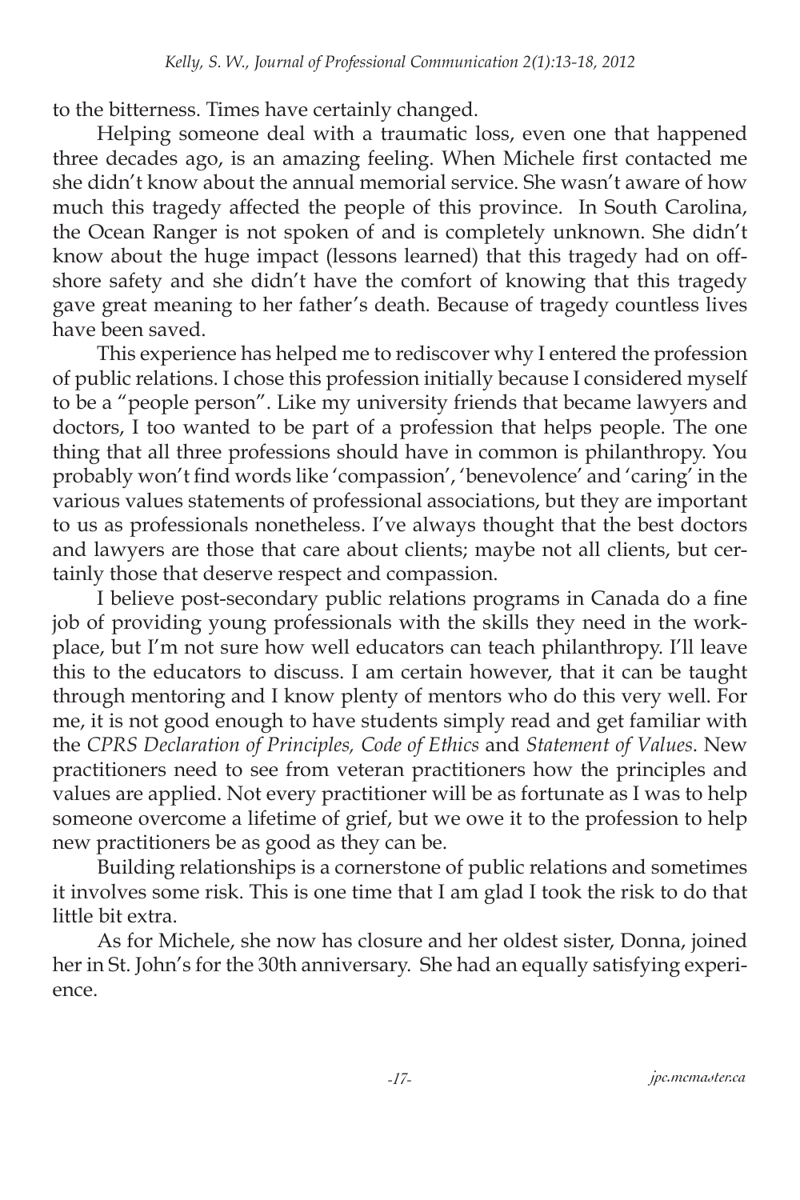to the bitterness. Times have certainly changed.

Helping someone deal with a traumatic loss, even one that happened three decades ago, is an amazing feeling. When Michele first contacted me she didn't know about the annual memorial service. She wasn't aware of how much this tragedy affected the people of this province. In South Carolina, the Ocean Ranger is not spoken of and is completely unknown. She didn't know about the huge impact (lessons learned) that this tragedy had on offshore safety and she didn't have the comfort of knowing that this tragedy gave great meaning to her father's death. Because of tragedy countless lives have been saved.

This experience has helped me to rediscover why I entered the profession of public relations. I chose this profession initially because I considered myself to be a "people person". Like my university friends that became lawyers and doctors, I too wanted to be part of a profession that helps people. The one thing that all three professions should have in common is philanthropy. You probably won't find words like 'compassion', 'benevolence' and 'caring' in the various values statements of professional associations, but they are important to us as professionals nonetheless. I've always thought that the best doctors and lawyers are those that care about clients; maybe not all clients, but certainly those that deserve respect and compassion.

I believe post-secondary public relations programs in Canada do a fine job of providing young professionals with the skills they need in the workplace, but I'm not sure how well educators can teach philanthropy. I'll leave this to the educators to discuss. I am certain however, that it can be taught through mentoring and I know plenty of mentors who do this very well. For me, it is not good enough to have students simply read and get familiar with the *CPRS Declaration of Principles, Code of Ethics* and *Statement of Values*. New practitioners need to see from veteran practitioners how the principles and values are applied. Not every practitioner will be as fortunate as I was to help someone overcome a lifetime of grief, but we owe it to the profession to help new practitioners be as good as they can be.

Building relationships is a cornerstone of public relations and sometimes it involves some risk. This is one time that I am glad I took the risk to do that little bit extra.

As for Michele, she now has closure and her oldest sister, Donna, joined her in St. John's for the 30th anniversary. She had an equally satisfying experience.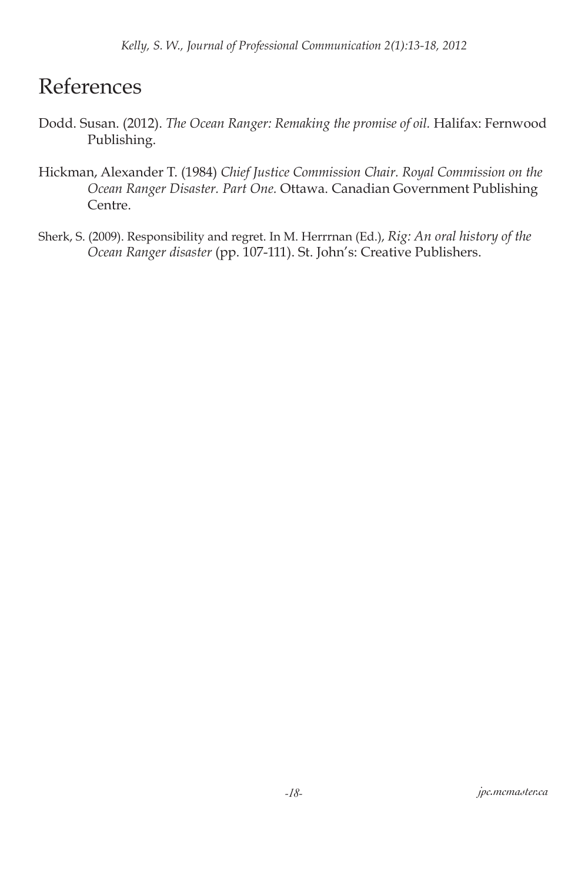# References

Dodd. Susan. (2012). *The Ocean Ranger: Remaking the promise of oil.* Halifax: Fernwood Publishing.

Hickman, Alexander T. (1984) *Chief Justice Commission Chair. Royal Commission on the Ocean Ranger Disaster. Part One.* Ottawa. Canadian Government Publishing Centre.

Sherk, S. (2009). Responsibility and regret. In M. Herrrnan (Ed.), *Rig: An oral history of the Ocean Ranger disaster* (pp. 107-111). St. John's: Creative Publishers.